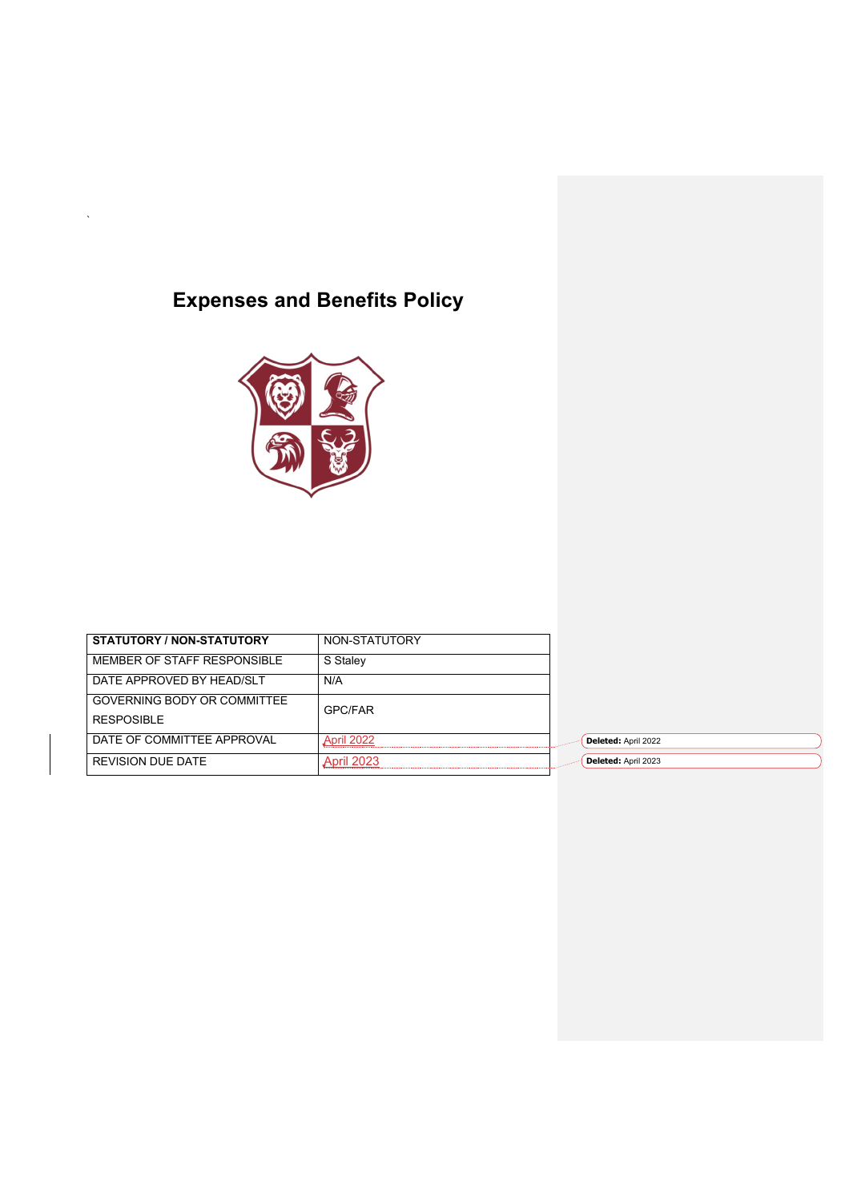`

# Expenses and Benefits Policy

| STATUTORY / NON-STATUTORY | NON-STATUTORY |
| --- | --- |
| MEMBER OF STAFF RESPONSIBLE | S Staley |
| DATE APPROVED BY HEAD/SLT | N/A |
| GOVERNING BODY OR COMMITTEE RESPOSIBLE | GPC/FAR |
| DATE OF COMMITTEE APPROVAL | April 2022 |
| REVISION DUE DATE | April 2023 |

Deleted: April 2022

Deleted: April 2023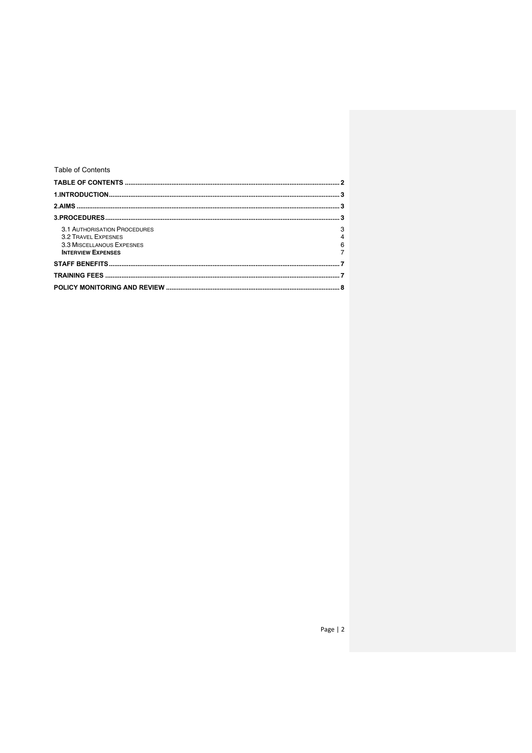Table of Contents

| | |
|---|---|
| **TABLE OF CONTENTS** | **2** |
| **1.INTRODUCTION** | **3** |
| **2.AIMS** | **3** |
| **3.PROCEDURES** | **3** |
| 3.1 AUTHORISATION PROCEDURES | 3 |
| 3.2 TRAVEL EXPESNES | 4 |
| 3.3 MISCELLANOUS EXPESNES | 6 |
| **INTERVIEW EXPENSES** | 7 |
| **STAFF BENEFITS** | **7** |
| **TRAINING FEES** | **7** |
| **POLICY MONITORING AND REVIEW** | **8** |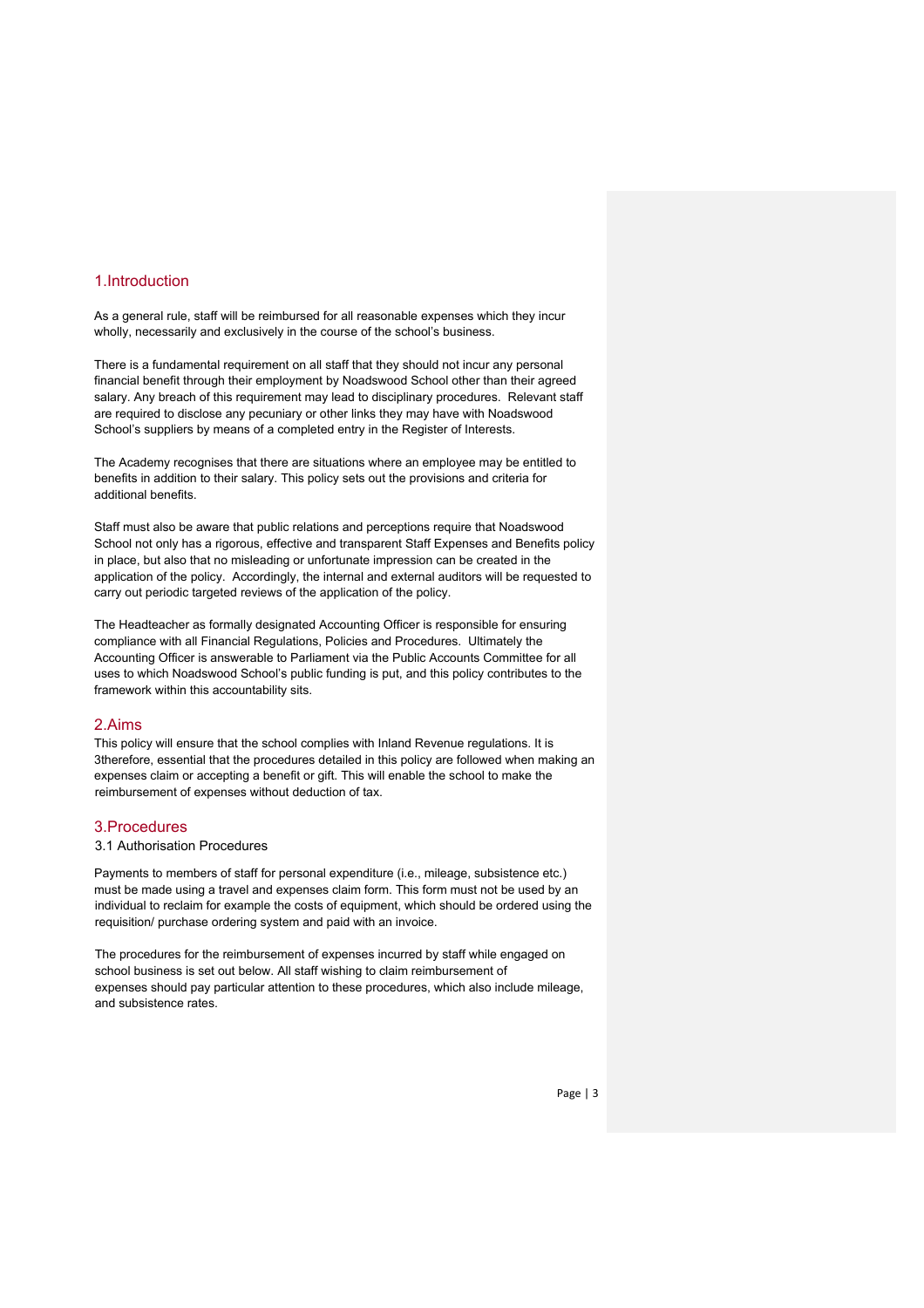## 1.Introduction

As a general rule, staff will be reimbursed for all reasonable expenses which they incur wholly, necessarily and exclusively in the course of the school's business.

There is a fundamental requirement on all staff that they should not incur any personal financial benefit through their employment by Noadswood School other than their agreed salary. Any breach of this requirement may lead to disciplinary procedures. Relevant staff are required to disclose any pecuniary or other links they may have with Noadswood School's suppliers by means of a completed entry in the Register of Interests.

The Academy recognises that there are situations where an employee may be entitled to benefits in addition to their salary. This policy sets out the provisions and criteria for additional benefits.

Staff must also be aware that public relations and perceptions require that Noadswood School not only has a rigorous, effective and transparent Staff Expenses and Benefits policy in place, but also that no misleading or unfortunate impression can be created in the application of the policy. Accordingly, the internal and external auditors will be requested to carry out periodic targeted reviews of the application of the policy.

The Headteacher as formally designated Accounting Officer is responsible for ensuring compliance with all Financial Regulations, Policies and Procedures. Ultimately the Accounting Officer is answerable to Parliament via the Public Accounts Committee for all uses to which Noadswood School's public funding is put, and this policy contributes to the framework within this accountability sits.

## 2.Aims

This policy will ensure that the school complies with Inland Revenue regulations. It is 3therefore, essential that the procedures detailed in this policy are followed when making an expenses claim or accepting a benefit or gift. This will enable the school to make the reimbursement of expenses without deduction of tax.

## 3.Procedures

### 3.1 Authorisation Procedures

Payments to members of staff for personal expenditure (i.e., mileage, subsistence etc.) must be made using a travel and expenses claim form. This form must not be used by an individual to reclaim for example the costs of equipment, which should be ordered using the requisition/ purchase ordering system and paid with an invoice.

The procedures for the reimbursement of expenses incurred by staff while engaged on school business is set out below. All staff wishing to claim reimbursement of expenses should pay particular attention to these procedures, which also include mileage, and subsistence rates.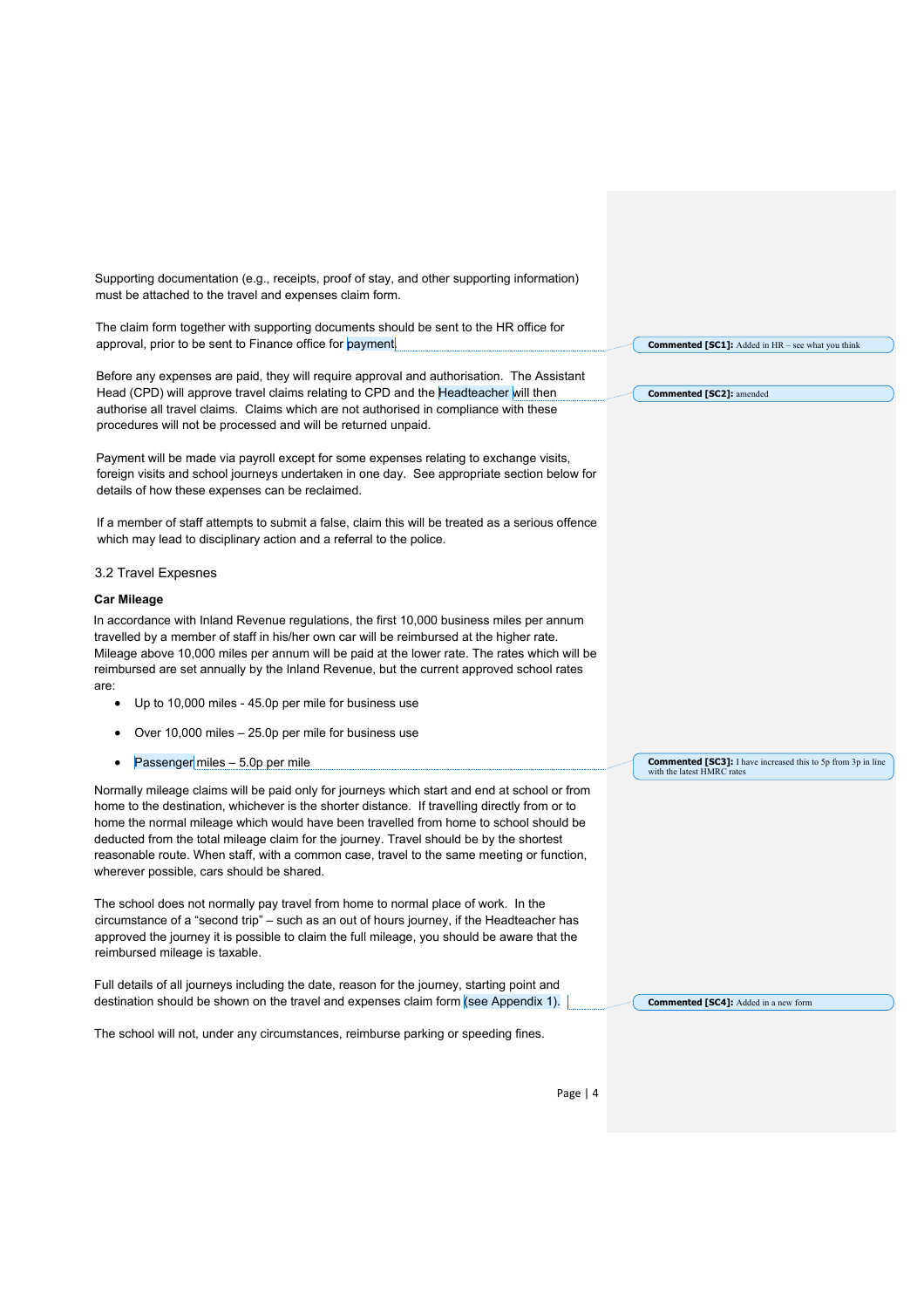Supporting documentation (e.g., receipts, proof of stay, and other supporting information) must be attached to the travel and expenses claim form.

The claim form together with supporting documents should be sent to the HR office for approval, prior to be sent to Finance office for payment.

Before any expenses are paid, they will require approval and authorisation. The Assistant Head (CPD) will approve travel claims relating to CPD and the Headteacher will then authorise all travel claims. Claims which are not authorised in compliance with these procedures will not be processed and will be returned unpaid.

Payment will be made via payroll except for some expenses relating to exchange visits, foreign visits and school journeys undertaken in one day. See appropriate section below for details of how these expenses can be reclaimed.

If a member of staff attempts to submit a false, claim this will be treated as a serious offence which may lead to disciplinary action and a referral to the police.

## 3.2 Travel Expesnes

**Car Mileage**

In accordance with Inland Revenue regulations, the first 10,000 business miles per annum travelled by a member of staff in his/her own car will be reimbursed at the higher rate. Mileage above 10,000 miles per annum will be paid at the lower rate. The rates which will be reimbursed are set annually by the Inland Revenue, but the current approved school rates are:

- Up to 10,000 miles - 45.0p per mile for business use
- Over 10,000 miles – 25.0p per mile for business use
- Passenger miles – 5.0p per mile

Normally mileage claims will be paid only for journeys which start and end at school or from home to the destination, whichever is the shorter distance. If travelling directly from or to home the normal mileage which would have been travelled from home to school should be deducted from the total mileage claim for the journey. Travel should be by the shortest reasonable route. When staff, with a common case, travel to the same meeting or function, wherever possible, cars should be shared.

The school does not normally pay travel from home to normal place of work. In the circumstance of a "second trip" – such as an out of hours journey, if the Headteacher has approved the journey it is possible to claim the full mileage, you should be aware that the reimbursed mileage is taxable.

Full details of all journeys including the date, reason for the journey, starting point and destination should be shown on the travel and expenses claim form (see Appendix 1).

The school will not, under any circumstances, reimburse parking or speeding fines.

**Commented [SC1]:** Added in HR – see what you think

**Commented [SC2]:** amended

**Commented [SC3]:** I have increased this to 5p from 3p in line with the latest HMRC rates

**Commented [SC4]:** Added in a new form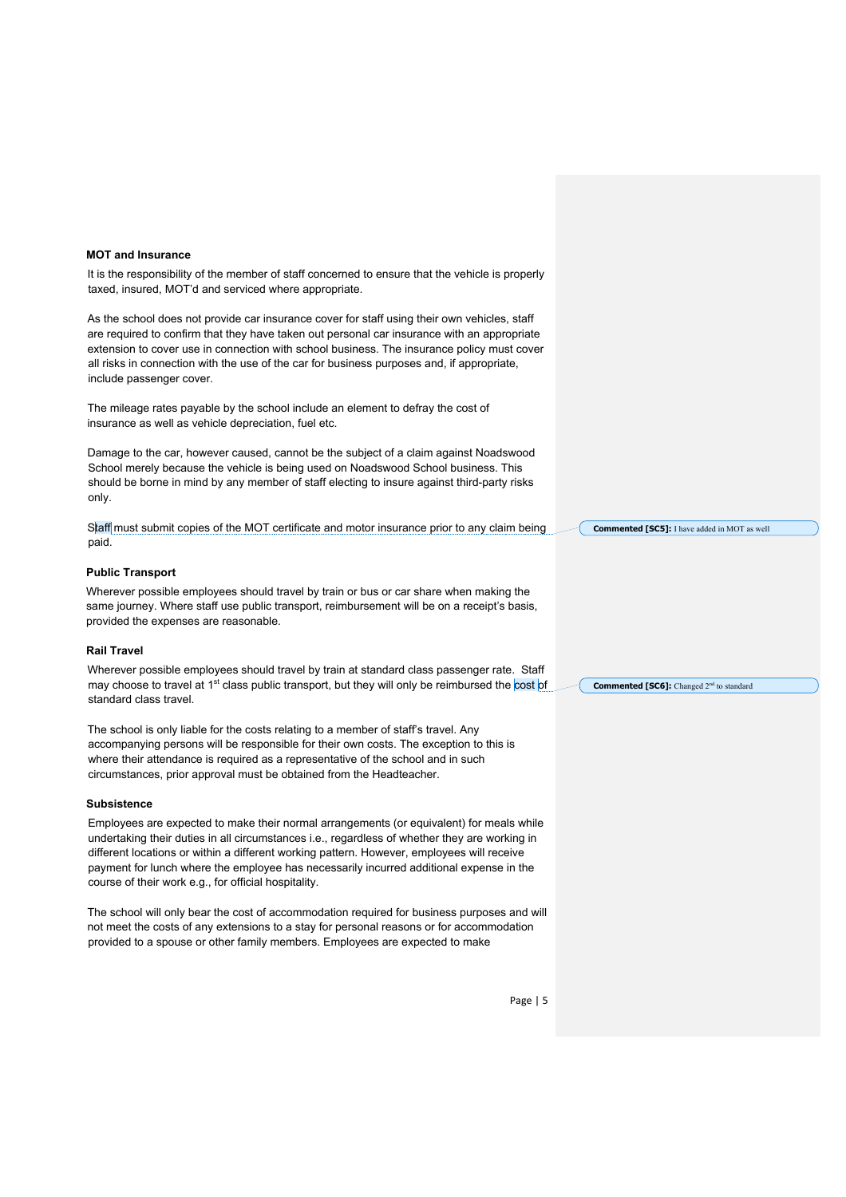### MOT and Insurance

It is the responsibility of the member of staff concerned to ensure that the vehicle is properly taxed, insured, MOT'd and serviced where appropriate.

As the school does not provide car insurance cover for staff using their own vehicles, staff are required to confirm that they have taken out personal car insurance with an appropriate extension to cover use in connection with school business. The insurance policy must cover all risks in connection with the use of the car for business purposes and, if appropriate, include passenger cover.

The mileage rates payable by the school include an element to defray the cost of insurance as well as vehicle depreciation, fuel etc.

Damage to the car, however caused, cannot be the subject of a claim against Noadswood School merely because the vehicle is being used on Noadswood School business. This should be borne in mind by any member of staff electing to insure against third-party risks only.

Staff must submit copies of the MOT certificate and motor insurance prior to any claim being paid.

**Commented [SC5]:** I have added in MOT as well

### Public Transport

Wherever possible employees should travel by train or bus or car share when making the same journey. Where staff use public transport, reimbursement will be on a receipt's basis, provided the expenses are reasonable.

### Rail Travel

Wherever possible employees should travel by train at standard class passenger rate. Staff may choose to travel at 1st class public transport, but they will only be reimbursed the cost of standard class travel.

**Commented [SC6]:** Changed 2nd to standard

The school is only liable for the costs relating to a member of staff's travel. Any accompanying persons will be responsible for their own costs. The exception to this is where their attendance is required as a representative of the school and in such circumstances, prior approval must be obtained from the Headteacher.

### Subsistence

Employees are expected to make their normal arrangements (or equivalent) for meals while undertaking their duties in all circumstances i.e., regardless of whether they are working in different locations or within a different working pattern. However, employees will receive payment for lunch where the employee has necessarily incurred additional expense in the course of their work e.g., for official hospitality.

The school will only bear the cost of accommodation required for business purposes and will not meet the costs of any extensions to a stay for personal reasons or for accommodation provided to a spouse or other family members. Employees are expected to make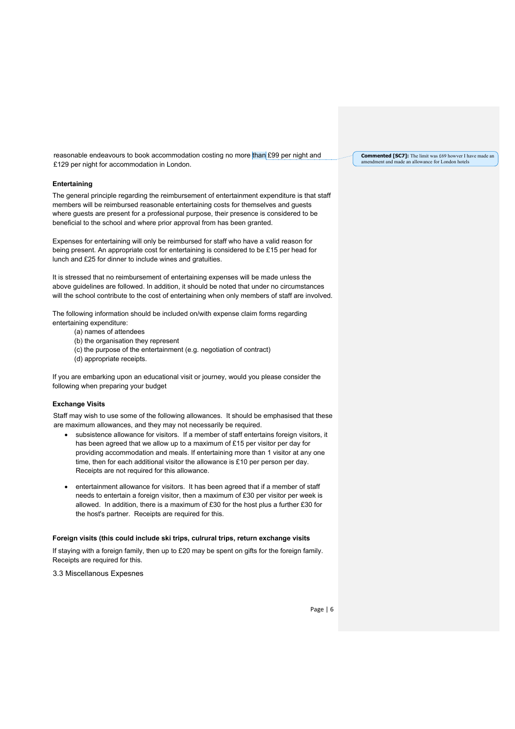reasonable endeavours to book accommodation costing no more than £99 per night and £129 per night for accommodation in London.

Commented [SC7]: The limit was £69 howver I have made an amendment and made an allowance for London hotels

**Entertaining**

The general principle regarding the reimbursement of entertainment expenditure is that staff members will be reimbursed reasonable entertaining costs for themselves and guests where guests are present for a professional purpose, their presence is considered to be beneficial to the school and where prior approval from has been granted.

Expenses for entertaining will only be reimbursed for staff who have a valid reason for being present. An appropriate cost for entertaining is considered to be £15 per head for lunch and £25 for dinner to include wines and gratuities.

It is stressed that no reimbursement of entertaining expenses will be made unless the above guidelines are followed. In addition, it should be noted that under no circumstances will the school contribute to the cost of entertaining when only members of staff are involved.

The following information should be included on/with expense claim forms regarding entertaining expenditure:

(a) names of attendees
(b) the organisation they represent
(c) the purpose of the entertainment (e.g. negotiation of contract)
(d) appropriate receipts.

If you are embarking upon an educational visit or journey, would you please consider the following when preparing your budget

**Exchange Visits**

Staff may wish to use some of the following allowances. It should be emphasised that these are maximum allowances, and they may not necessarily be required.

- subsistence allowance for visitors. If a member of staff entertains foreign visitors, it has been agreed that we allow up to a maximum of £15 per visitor per day for providing accommodation and meals. If entertaining more than 1 visitor at any one time, then for each additional visitor the allowance is £10 per person per day. Receipts are not required for this allowance.

- entertainment allowance for visitors. It has been agreed that if a member of staff needs to entertain a foreign visitor, then a maximum of £30 per visitor per week is allowed. In addition, there is a maximum of £30 for the host plus a further £30 for the host's partner. Receipts are required for this.

**Foreign visits (this could include ski trips, culrural trips, return exchange visits**

If staying with a foreign family, then up to £20 may be spent on gifts for the foreign family. Receipts are required for this.

3.3 Miscellanous Expesnes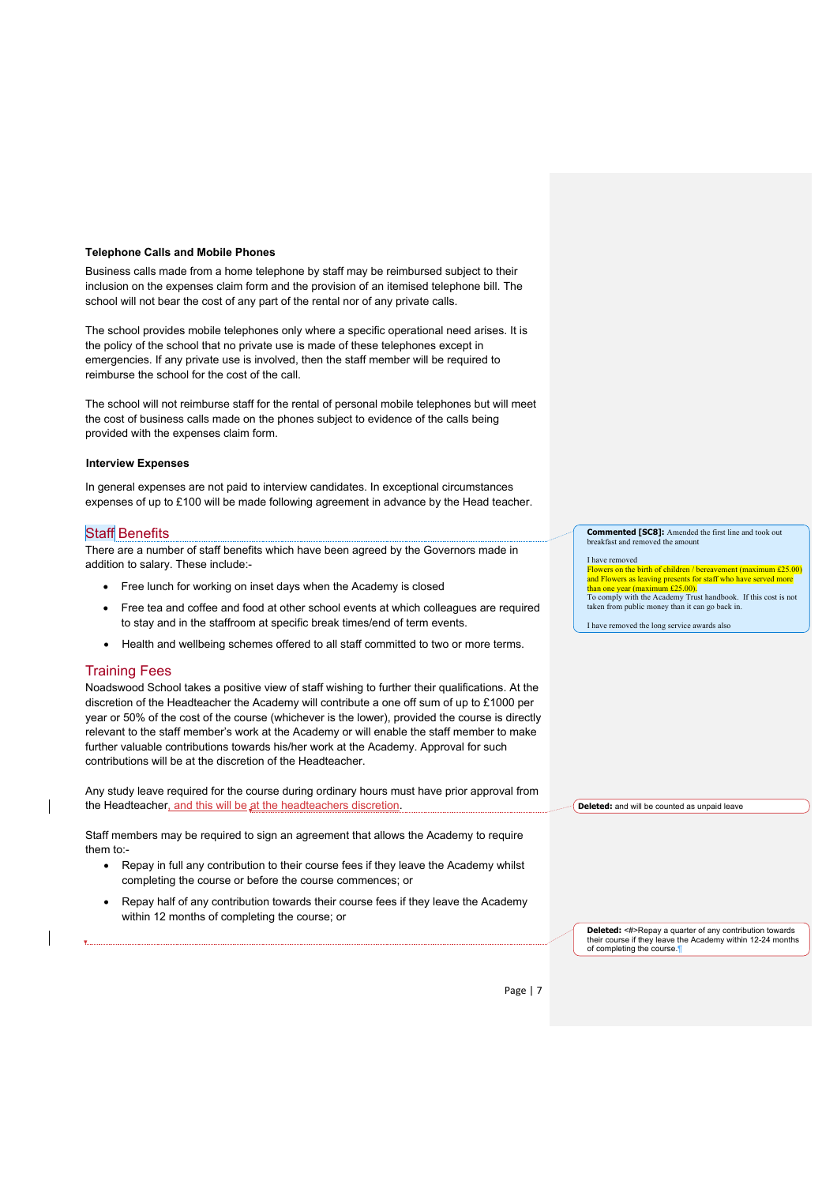**Telephone Calls and Mobile Phones**

Business calls made from a home telephone by staff may be reimbursed subject to their inclusion on the expenses claim form and the provision of an itemised telephone bill. The school will not bear the cost of any part of the rental nor of any private calls.

The school provides mobile telephones only where a specific operational need arises. It is the policy of the school that no private use is made of these telephones except in emergencies. If any private use is involved, then the staff member will be required to reimburse the school for the cost of the call.

The school will not reimburse staff for the rental of personal mobile telephones but will meet the cost of business calls made on the phones subject to evidence of the calls being provided with the expenses claim form.

**Interview Expenses**

In general expenses are not paid to interview candidates. In exceptional circumstances expenses of up to £100 will be made following agreement in advance by the Head teacher.

## Staff Benefits

There are a number of staff benefits which have been agreed by the Governors made in addition to salary. These include:-

- Free lunch for working on inset days when the Academy is closed
- Free tea and coffee and food at other school events at which colleagues are required to stay and in the staffroom at specific break times/end of term events.
- Health and wellbeing schemes offered to all staff committed to two or more terms.

## Training Fees

Noadswood School takes a positive view of staff wishing to further their qualifications. At the discretion of the Headteacher the Academy will contribute a one off sum of up to £1000 per year or 50% of the cost of the course (whichever is the lower), provided the course is directly relevant to the staff member's work at the Academy or will enable the staff member to make further valuable contributions towards his/her work at the Academy. Approval for such contributions will be at the discretion of the Headteacher.

Any study leave required for the course during ordinary hours must have prior approval from the Headteacher, and this will be at the headteachers discretion.

Staff members may be required to sign an agreement that allows the Academy to require them to:-

- Repay in full any contribution to their course fees if they leave the Academy whilst completing the course or before the course commences; or
- Repay half of any contribution towards their course fees if they leave the Academy within 12 months of completing the course; or

**Commented [SC8]:** Amended the first line and took out breakfast and removed the amount

I have removed
Flowers on the birth of children / bereavement (maximum £25.00) and Flowers as leaving presents for staff who have served more than one year (maximum £25.00).
To comply with the Academy Trust handbook. If this cost is not taken from public money than it can go back in.

I have removed the long service awards also

**Deleted:** and will be counted as unpaid leave

**Deleted:** Repay a quarter of any contribution towards their course if they leave the Academy within 12-24 months of completing the course.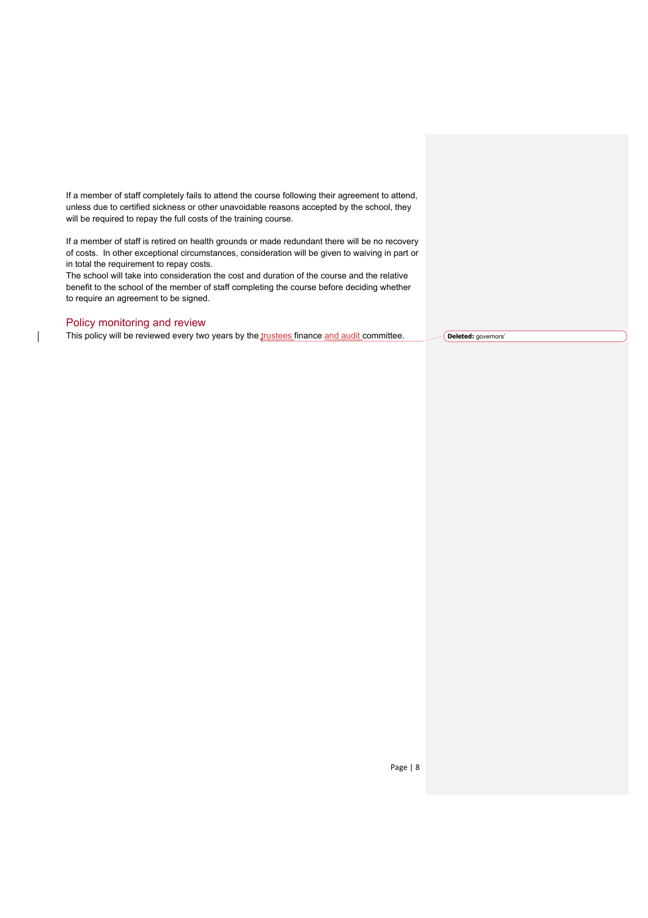If a member of staff completely fails to attend the course following their agreement to attend, unless due to certified sickness or other unavoidable reasons accepted by the school, they will be required to repay the full costs of the training course.

If a member of staff is retired on health grounds or made redundant there will be no recovery of costs. In other exceptional circumstances, consideration will be given to waiving in part or in total the requirement to repay costs.
The school will take into consideration the cost and duration of the course and the relative benefit to the school of the member of staff completing the course before deciding whether to require an agreement to be signed.

## Policy monitoring and review

This policy will be reviewed every two years by the trustees finance and audit committee.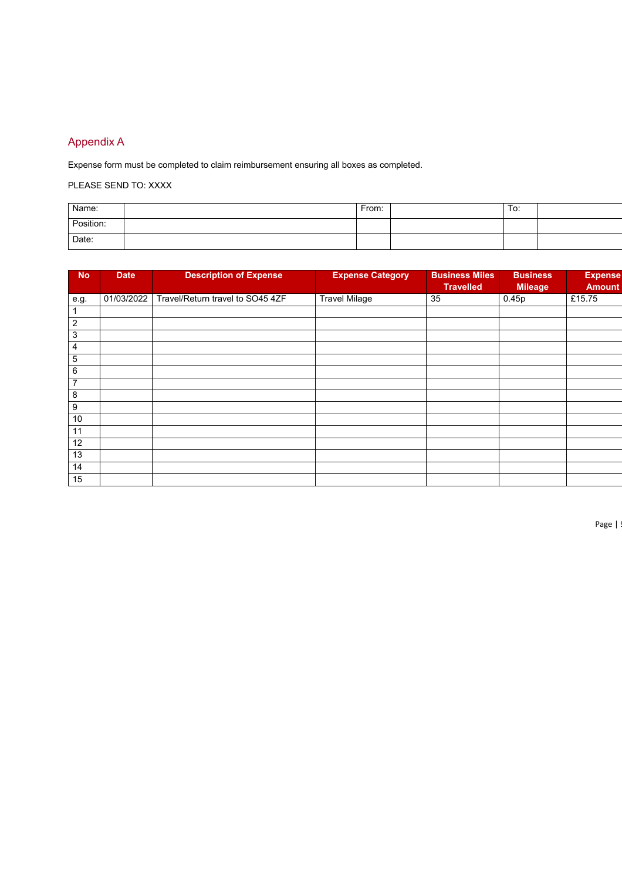## Appendix A

Expense form must be completed to claim reimbursement ensuring all boxes as completed.

PLEASE SEND TO: XXXX

| Name: | | From: | | To: | |
|---|---|---|---|---|---|
| Position: | | | | | |
| Date: | | | | | |

| No | Date | Description of Expense | Expense Category | Business Miles Travelled | Business Mileage | Expense Amount |
|---|---|---|---|---|---|---|
| e.g. | 01/03/2022 | Travel/Return travel to SO45 4ZF | Travel Milage | 35 | 0.45p | £15.75 |
| 1 | | | | | | |
| 2 | | | | | | |
| 3 | | | | | | |
| 4 | | | | | | |
| 5 | | | | | | |
| 6 | | | | | | |
| 7 | | | | | | |
| 8 | | | | | | |
| 9 | | | | | | |
| 10 | | | | | | |
| 11 | | | | | | |
| 12 | | | | | | |
| 13 | | | | | | |
| 14 | | | | | | |
| 15 | | | | | | |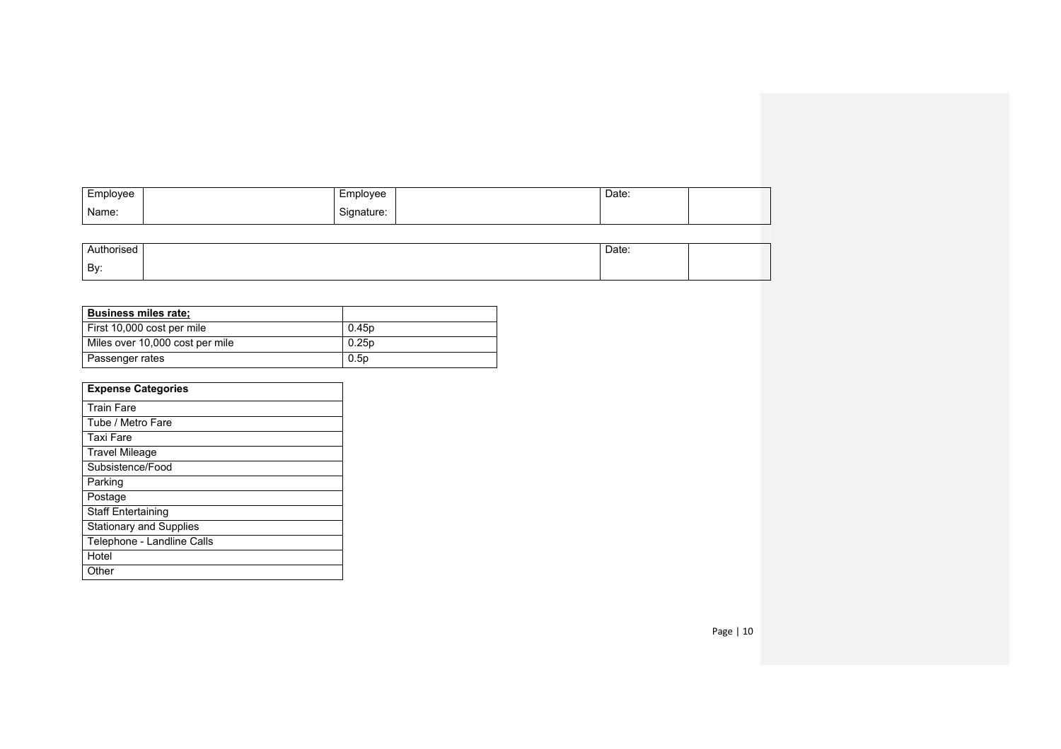| | | | | | |
|---|---|---|---|---|---|
| Employee Name: | | Employee Signature: | | Date: | |

| | | | |
|---|---|---|---|
| Authorised By: | | Date: | |

| **Business miles rate;** | |
|---|---|
| First 10,000 cost per mile | 0.45p |
| Miles over 10,000 cost per mile | 0.25p |
| Passenger rates | 0.5p |

| **Expense Categories** |
|---|
| Train Fare |
| Tube / Metro Fare |
| Taxi Fare |
| Travel Mileage |
| Subsistence/Food |
| Parking |
| Postage |
| Staff Entertaining |
| Stationary and Supplies |
| Telephone - Landline Calls |
| Hotel |
| Other |